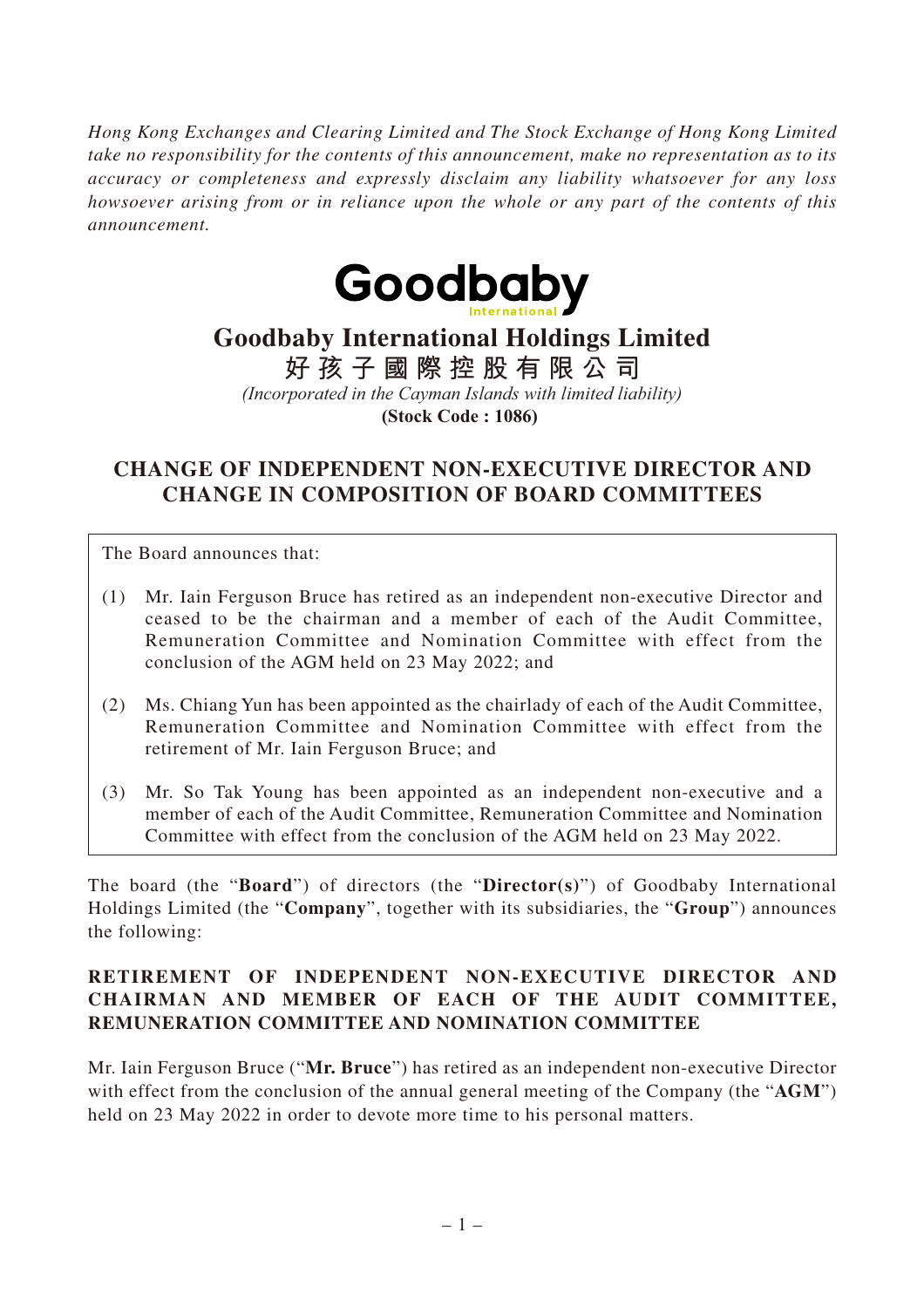*Hong Kong Exchanges and Clearing Limited and The Stock Exchange of Hong Kong Limited take no responsibility for the contents of this announcement, make no representation as to its accuracy or completeness and expressly disclaim any liability whatsoever for any loss howsoever arising from or in reliance upon the whole or any part of the contents of this announcement.*

# Goodbaby International Holdings Limited

**好孩子國際控股有限公司**

*(Incorporated in the Cayman Islands with limited liability)*

**(Stock Code : 1086)**

## CHANGE OF INDEPENDENT NON-EXECUTIVE DIRECTOR AND CHANGE IN COMPOSITION OF BOARD COMMITTEES

The Board announces that:

(1) Mr. Iain Ferguson Bruce has retired as an independent non-executive Director and ceased to be the chairman and a member of each of the Audit Committee, Remuneration Committee and Nomination Committee with effect from the conclusion of the AGM held on 23 May 2022; and

(2) Ms. Chiang Yun has been appointed as the chairlady of each of the Audit Committee, Remuneration Committee and Nomination Committee with effect from the retirement of Mr. Iain Ferguson Bruce; and

(3) Mr. So Tak Young has been appointed as an independent non-executive and a member of each of the Audit Committee, Remuneration Committee and Nomination Committee with effect from the conclusion of the AGM held on 23 May 2022.

The board (the "**Board**") of directors (the "**Director(s)**") of Goodbaby International Holdings Limited (the "**Company**", together with its subsidiaries, the "**Group**") announces the following:

### RETIREMENT OF INDEPENDENT NON-EXECUTIVE DIRECTOR AND CHAIRMAN AND MEMBER OF EACH OF THE AUDIT COMMITTEE, REMUNERATION COMMITTEE AND NOMINATION COMMITTEE

Mr. Iain Ferguson Bruce ("**Mr. Bruce**") has retired as an independent non-executive Director with effect from the conclusion of the annual general meeting of the Company (the "**AGM**") held on 23 May 2022 in order to devote more time to his personal matters.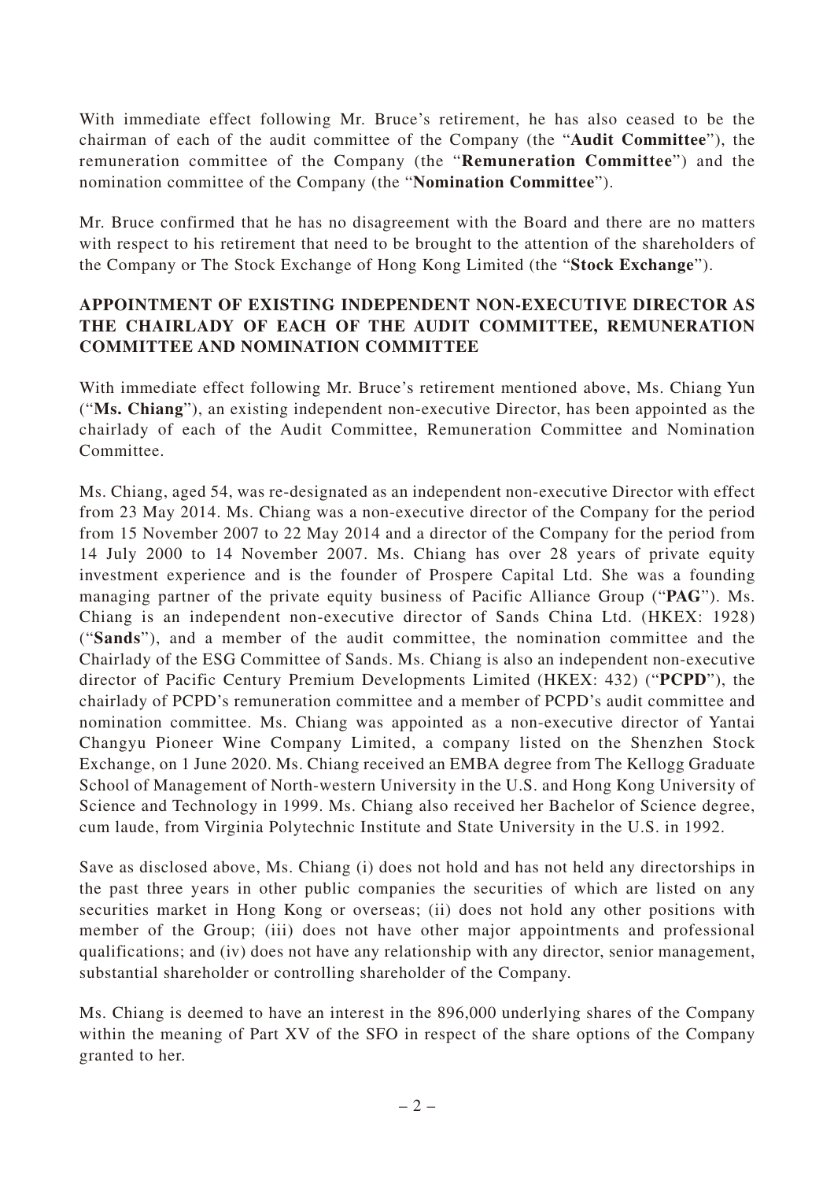With immediate effect following Mr. Bruce's retirement, he has also ceased to be the chairman of each of the audit committee of the Company (the "**Audit Committee**"), the remuneration committee of the Company (the "**Remuneration Committee**") and the nomination committee of the Company (the "**Nomination Committee**").

Mr. Bruce confirmed that he has no disagreement with the Board and there are no matters with respect to his retirement that need to be brought to the attention of the shareholders of the Company or The Stock Exchange of Hong Kong Limited (the "**Stock Exchange**").

## APPOINTMENT OF EXISTING INDEPENDENT NON-EXECUTIVE DIRECTOR AS THE CHAIRLADY OF EACH OF THE AUDIT COMMITTEE, REMUNERATION COMMITTEE AND NOMINATION COMMITTEE

With immediate effect following Mr. Bruce's retirement mentioned above, Ms. Chiang Yun ("**Ms. Chiang**"), an existing independent non-executive Director, has been appointed as the chairlady of each of the Audit Committee, Remuneration Committee and Nomination Committee.

Ms. Chiang, aged 54, was re-designated as an independent non-executive Director with effect from 23 May 2014. Ms. Chiang was a non-executive director of the Company for the period from 15 November 2007 to 22 May 2014 and a director of the Company for the period from 14 July 2000 to 14 November 2007. Ms. Chiang has over 28 years of private equity investment experience and is the founder of Prospere Capital Ltd. She was a founding managing partner of the private equity business of Pacific Alliance Group ("**PAG**"). Ms. Chiang is an independent non-executive director of Sands China Ltd. (HKEX: 1928) ("**Sands**"), and a member of the audit committee, the nomination committee and the Chairlady of the ESG Committee of Sands. Ms. Chiang is also an independent non-executive director of Pacific Century Premium Developments Limited (HKEX: 432) ("**PCPD**"), the chairlady of PCPD's remuneration committee and a member of PCPD's audit committee and nomination committee. Ms. Chiang was appointed as a non-executive director of Yantai Changyu Pioneer Wine Company Limited, a company listed on the Shenzhen Stock Exchange, on 1 June 2020. Ms. Chiang received an EMBA degree from The Kellogg Graduate School of Management of North-western University in the U.S. and Hong Kong University of Science and Technology in 1999. Ms. Chiang also received her Bachelor of Science degree, cum laude, from Virginia Polytechnic Institute and State University in the U.S. in 1992.

Save as disclosed above, Ms. Chiang (i) does not hold and has not held any directorships in the past three years in other public companies the securities of which are listed on any securities market in Hong Kong or overseas; (ii) does not hold any other positions with member of the Group; (iii) does not have other major appointments and professional qualifications; and (iv) does not have any relationship with any director, senior management, substantial shareholder or controlling shareholder of the Company.

Ms. Chiang is deemed to have an interest in the 896,000 underlying shares of the Company within the meaning of Part XV of the SFO in respect of the share options of the Company granted to her.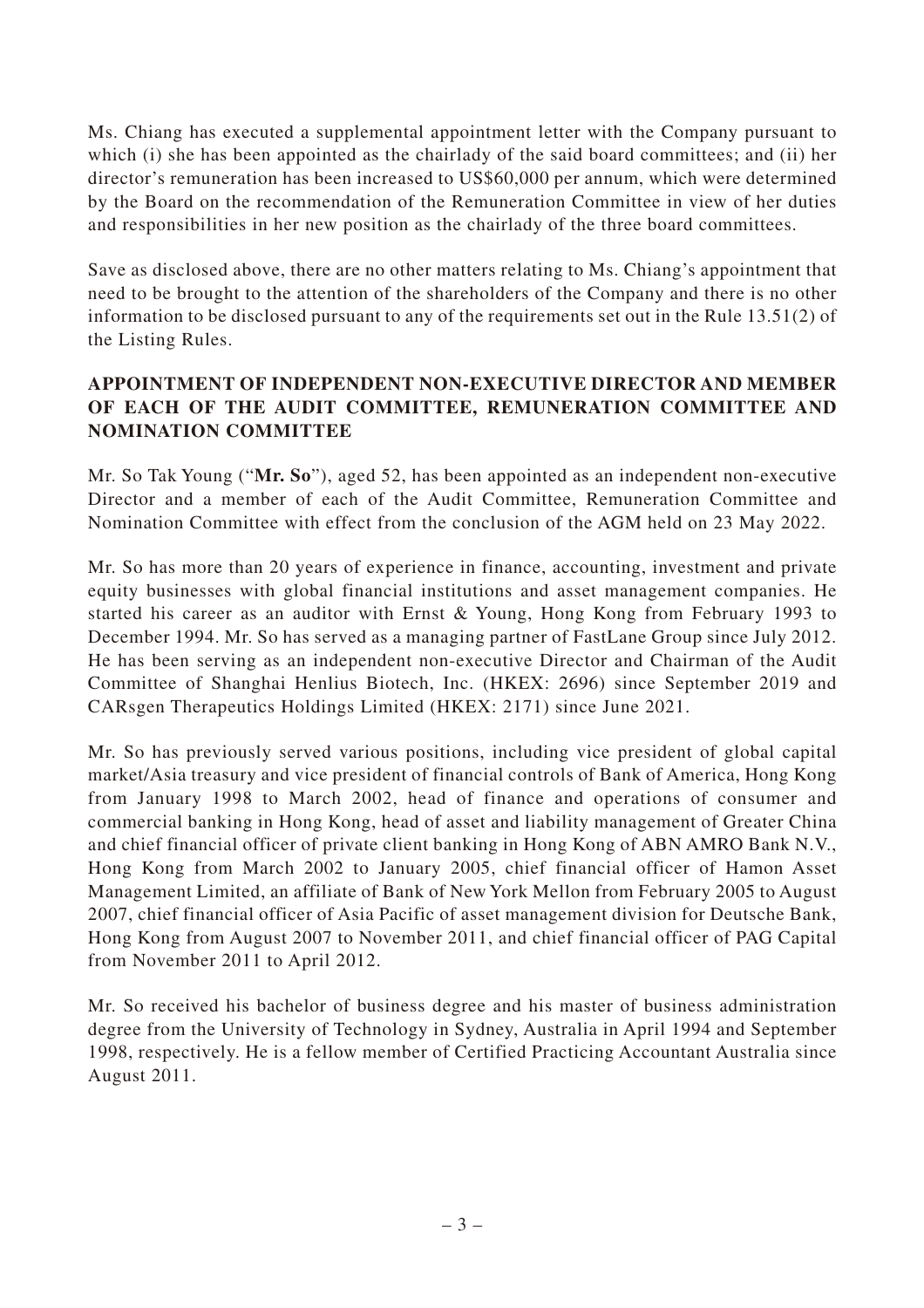Ms. Chiang has executed a supplemental appointment letter with the Company pursuant to which (i) she has been appointed as the chairlady of the said board committees; and (ii) her director's remuneration has been increased to US$60,000 per annum, which were determined by the Board on the recommendation of the Remuneration Committee in view of her duties and responsibilities in her new position as the chairlady of the three board committees.

Save as disclosed above, there are no other matters relating to Ms. Chiang's appointment that need to be brought to the attention of the shareholders of the Company and there is no other information to be disclosed pursuant to any of the requirements set out in the Rule 13.51(2) of the Listing Rules.

## APPOINTMENT OF INDEPENDENT NON-EXECUTIVE DIRECTOR AND MEMBER OF EACH OF THE AUDIT COMMITTEE, REMUNERATION COMMITTEE AND NOMINATION COMMITTEE

Mr. So Tak Young ("**Mr. So**"), aged 52, has been appointed as an independent non-executive Director and a member of each of the Audit Committee, Remuneration Committee and Nomination Committee with effect from the conclusion of the AGM held on 23 May 2022.

Mr. So has more than 20 years of experience in finance, accounting, investment and private equity businesses with global financial institutions and asset management companies. He started his career as an auditor with Ernst & Young, Hong Kong from February 1993 to December 1994. Mr. So has served as a managing partner of FastLane Group since July 2012. He has been serving as an independent non-executive Director and Chairman of the Audit Committee of Shanghai Henlius Biotech, Inc. (HKEX: 2696) since September 2019 and CARsgen Therapeutics Holdings Limited (HKEX: 2171) since June 2021.

Mr. So has previously served various positions, including vice president of global capital market/Asia treasury and vice president of financial controls of Bank of America, Hong Kong from January 1998 to March 2002, head of finance and operations of consumer and commercial banking in Hong Kong, head of asset and liability management of Greater China and chief financial officer of private client banking in Hong Kong of ABN AMRO Bank N.V., Hong Kong from March 2002 to January 2005, chief financial officer of Hamon Asset Management Limited, an affiliate of Bank of New York Mellon from February 2005 to August 2007, chief financial officer of Asia Pacific of asset management division for Deutsche Bank, Hong Kong from August 2007 to November 2011, and chief financial officer of PAG Capital from November 2011 to April 2012.

Mr. So received his bachelor of business degree and his master of business administration degree from the University of Technology in Sydney, Australia in April 1994 and September 1998, respectively. He is a fellow member of Certified Practicing Accountant Australia since August 2011.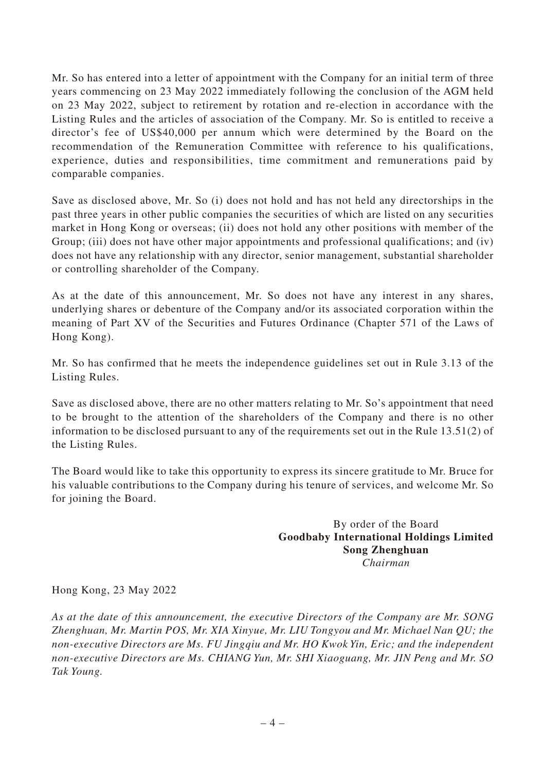Mr. So has entered into a letter of appointment with the Company for an initial term of three years commencing on 23 May 2022 immediately following the conclusion of the AGM held on 23 May 2022, subject to retirement by rotation and re-election in accordance with the Listing Rules and the articles of association of the Company. Mr. So is entitled to receive a director's fee of US$40,000 per annum which were determined by the Board on the recommendation of the Remuneration Committee with reference to his qualifications, experience, duties and responsibilities, time commitment and remunerations paid by comparable companies.

Save as disclosed above, Mr. So (i) does not hold and has not held any directorships in the past three years in other public companies the securities of which are listed on any securities market in Hong Kong or overseas; (ii) does not hold any other positions with member of the Group; (iii) does not have other major appointments and professional qualifications; and (iv) does not have any relationship with any director, senior management, substantial shareholder or controlling shareholder of the Company.

As at the date of this announcement, Mr. So does not have any interest in any shares, underlying shares or debenture of the Company and/or its associated corporation within the meaning of Part XV of the Securities and Futures Ordinance (Chapter 571 of the Laws of Hong Kong).

Mr. So has confirmed that he meets the independence guidelines set out in Rule 3.13 of the Listing Rules.

Save as disclosed above, there are no other matters relating to Mr. So's appointment that need to be brought to the attention of the shareholders of the Company and there is no other information to be disclosed pursuant to any of the requirements set out in the Rule 13.51(2) of the Listing Rules.

The Board would like to take this opportunity to express its sincere gratitude to Mr. Bruce for his valuable contributions to the Company during his tenure of services, and welcome Mr. So for joining the Board.

By order of the Board
**Goodbaby International Holdings Limited**
**Song Zhenghuan**
*Chairman*

Hong Kong, 23 May 2022

*As at the date of this announcement, the executive Directors of the Company are Mr. SONG Zhenghuan, Mr. Martin POS, Mr. XIA Xinyue, Mr. LIU Tongyou and Mr. Michael Nan QU; the non-executive Directors are Ms. FU Jingqiu and Mr. HO Kwok Yin, Eric; and the independent non-executive Directors are Ms. CHIANG Yun, Mr. SHI Xiaoguang, Mr. JIN Peng and Mr. SO Tak Young.*